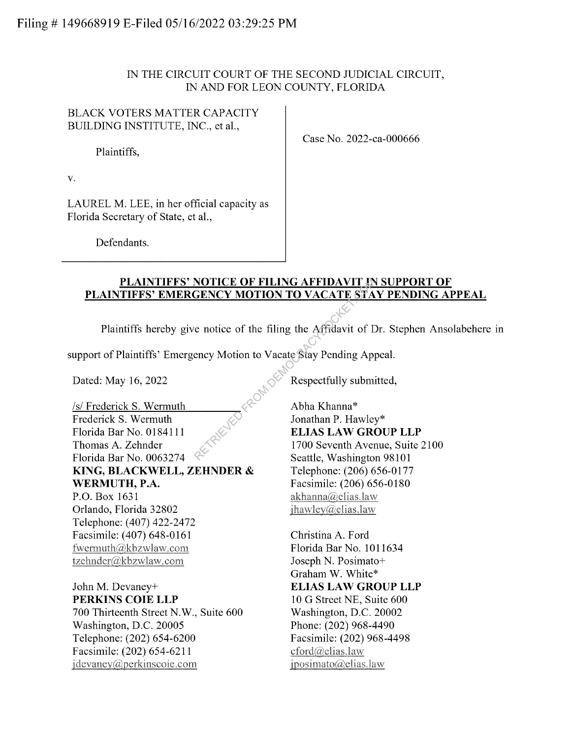Filing # 149668919 E-Filed 05/16/2022 03:29:25 PM

IN THE CIRCUIT COURT OF THE SECOND JUDICIAL CIRCUIT, IN AND FOR LEON COUNTY, FLORIDA

BLACK VOTERS MATTER CAPACITY BUILDING INSTITUTE, INC., et al.,

Plaintiffs,

v.

LAUREL M. LEE, in her official capacity as Florida Secretary of State, et al.,

Defendants.

Case No. 2022-ca-000666

**PLAINTIFFS' NOTICE OF FILING AFFIDAVIT IN SUPPORT OF PLAINTIFFS' EMERGENCY MOTION TO VACATE STAY PENDING APPEAL**

Plaintiffs hereby give notice of the filing the Affidavit of Dr. Stephen Ansolabehere in support of Plaintiffs' Emergency Motion to Vacate Stay Pending Appeal.

Dated: May 16, 2022

Respectfully submitted,

/s/ Frederick S. Wermuth
Frederick S. Wermuth
Florida Bar No. 0184111
Thomas A. Zehnder
Florida Bar No. 0063274
**KING, BLACKWELL, ZEHNDER & WERMUTH, P.A.**
P.O. Box 1631
Orlando, Florida 32802
Telephone: (407) 422-2472
Facsimile: (407) 648-0161
fwermuth@kbzwlaw.com
tzehnder@kbzwlaw.com

John M. Devaney+
**PERKINS COIE LLP**
700 Thirteenth Street N.W., Suite 600
Washington, D.C. 20005
Telephone: (202) 654-6200
Facsimile: (202) 654-6211
jdevaney@perkinscoie.com

Abha Khanna*
Jonathan P. Hawley*
**ELIAS LAW GROUP LLP**
1700 Seventh Avenue, Suite 2100
Seattle, Washington 98101
Telephone: (206) 656-0177
Facsimile: (206) 656-0180
akhanna@elias.law
jhawley@elias.law

Christina A. Ford
Florida Bar No. 1011634
Joseph N. Posimato+
Graham W. White*
**ELIAS LAW GROUP LLP**
10 G Street NE, Suite 600
Washington, D.C. 20002
Phone: (202) 968-4490
Facsimile: (202) 968-4498
cford@elias.law
jposimato@elias.law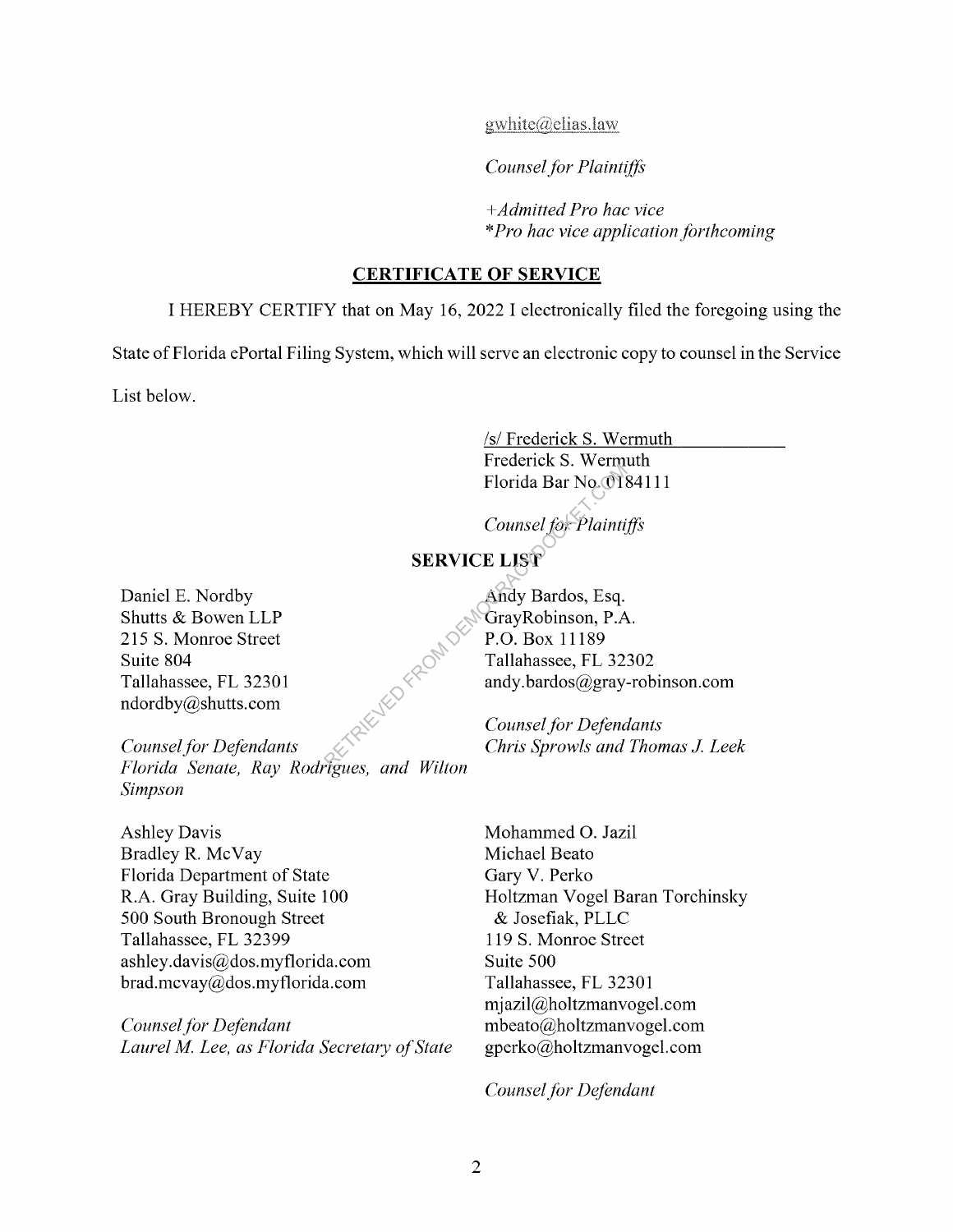gwhite@elias.law

*Counsel for Plaintiffs*

*+Admitted Pro hac vice*
*\*Pro hac vice application forthcoming*

## CERTIFICATE OF SERVICE

I HEREBY CERTIFY that on May 16, 2022 I electronically filed the foregoing using the State of Florida ePortal Filing System, which will serve an electronic copy to counsel in the Service List below.

/s/ Frederick S. Wermuth
Frederick S. Wermuth
Florida Bar No. 0184111

*Counsel for Plaintiffs*

## SERVICE LIST

Daniel E. Nordby
Shutts & Bowen LLP
215 S. Monroe Street
Suite 804
Tallahassee, FL 32301
ndordby@shutts.com

*Counsel for Defendants*
*Florida Senate, Ray Rodrigues, and Wilton Simpson*

Andy Bardos, Esq.
GrayRobinson, P.A.
P.O. Box 11189
Tallahassee, FL 32302
andy.bardos@gray-robinson.com

*Counsel for Defendants*
*Chris Sprowls and Thomas J. Leek*

Ashley Davis
Bradley R. McVay
Florida Department of State
R.A. Gray Building, Suite 100
500 South Bronough Street
Tallahassee, FL 32399
ashley.davis@dos.myflorida.com
brad.mcvay@dos.myflorida.com

*Counsel for Defendant*
*Laurel M. Lee, as Florida Secretary of State*

Mohammed O. Jazil
Michael Beato
Gary V. Perko
Holtzman Vogel Baran Torchinsky & Josefiak, PLLC
119 S. Monroe Street
Suite 500
Tallahassee, FL 32301
mjazil@holtzmanvogel.com
mbeato@holtzmanvogel.com
gperko@holtzmanvogel.com

*Counsel for Defendant*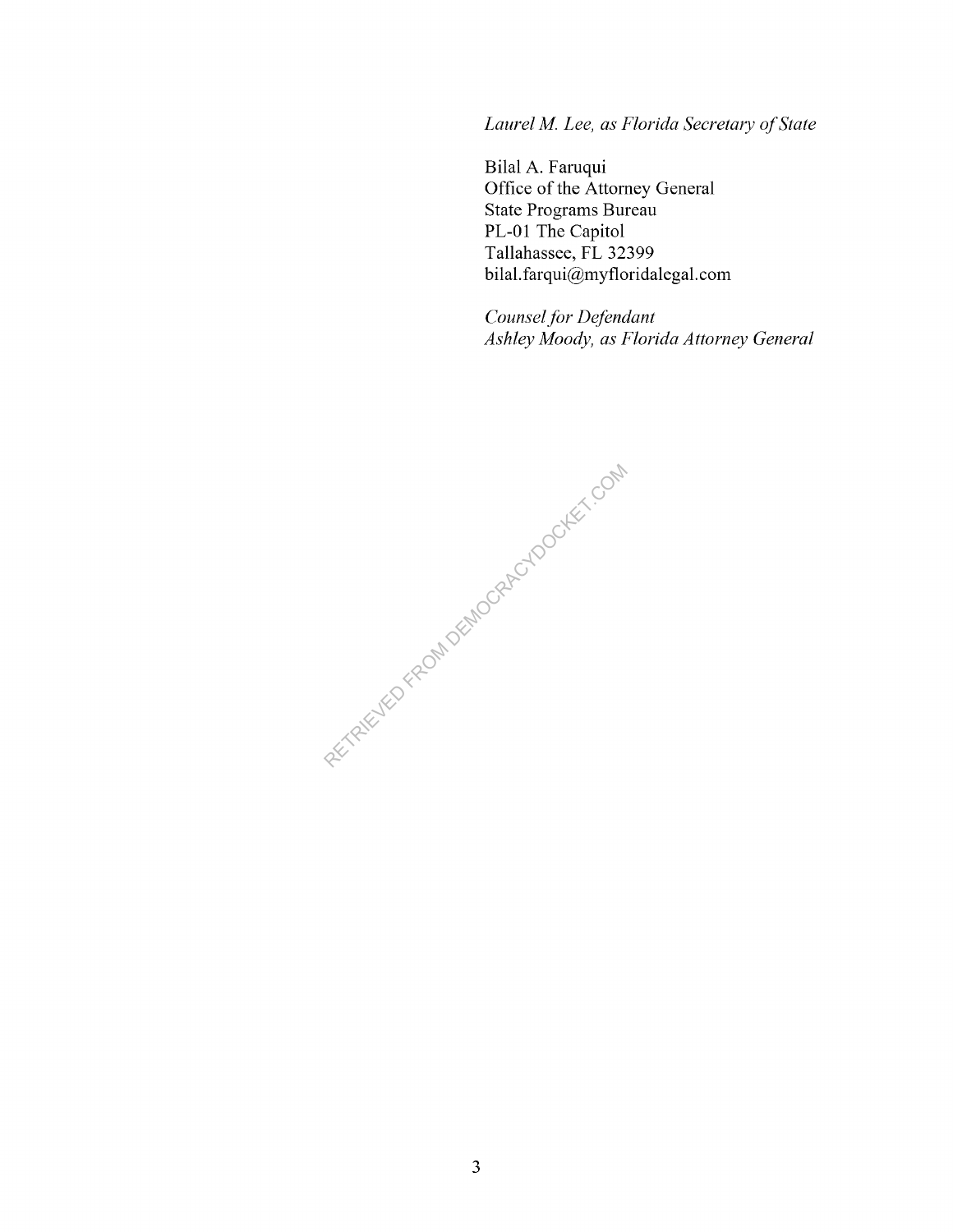*Laurel M. Lee, as Florida Secretary of State*

Bilal A. Faruqui
Office of the Attorney General
State Programs Bureau
PL-01 The Capitol
Tallahassee, FL 32399
bilal.farqui@myfloridalegal.com

*Counsel for Defendant*
*Ashley Moody, as Florida Attorney General*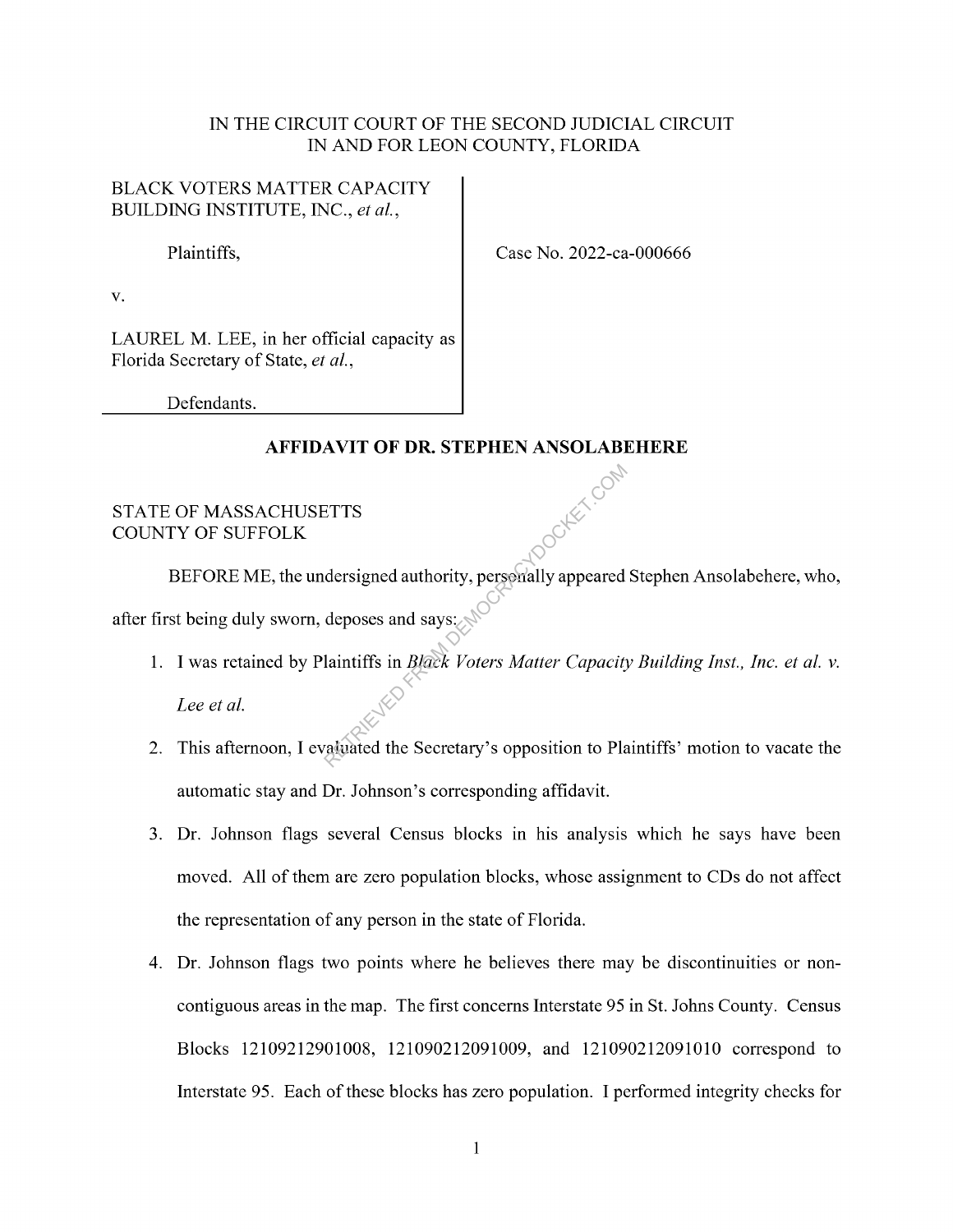IN THE CIRCUIT COURT OF THE SECOND JUDICIAL CIRCUIT
IN AND FOR LEON COUNTY, FLORIDA

BLACK VOTERS MATTER CAPACITY BUILDING INSTITUTE, INC., *et al.*,

Plaintiffs,

v.

LAUREL M. LEE, in her official capacity as Florida Secretary of State, *et al.*,

Defendants.

Case No. 2022-ca-000666

## AFFIDAVIT OF DR. STEPHEN ANSOLABEHERE

STATE OF MASSACHUSETTS
COUNTY OF SUFFOLK

BEFORE ME, the undersigned authority, personally appeared Stephen Ansolabehere, who, after first being duly sworn, deposes and says:

1. I was retained by Plaintiffs in *Black Voters Matter Capacity Building Inst., Inc. et al. v. Lee et al.*
2. This afternoon, I evaluated the Secretary's opposition to Plaintiffs' motion to vacate the automatic stay and Dr. Johnson's corresponding affidavit.
3. Dr. Johnson flags several Census blocks in his analysis which he says have been moved. All of them are zero population blocks, whose assignment to CDs do not affect the representation of any person in the state of Florida.
4. Dr. Johnson flags two points where he believes there may be discontinuities or non-contiguous areas in the map. The first concerns Interstate 95 in St. Johns County. Census Blocks 12109212901008, 121090212091009, and 121090212091010 correspond to Interstate 95. Each of these blocks has zero population. I performed integrity checks for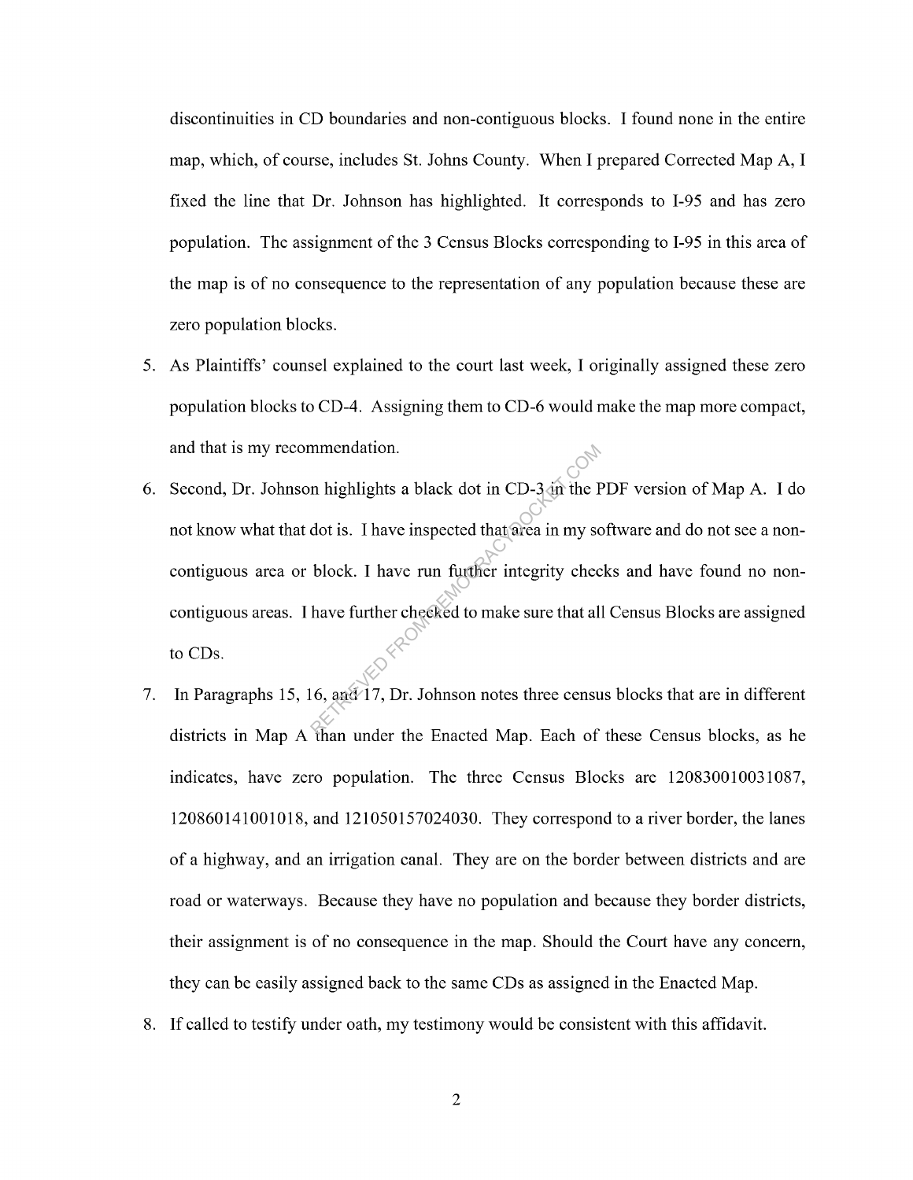discontinuities in CD boundaries and non-contiguous blocks. I found none in the entire map, which, of course, includes St. Johns County. When I prepared Corrected Map A, I fixed the line that Dr. Johnson has highlighted. It corresponds to I-95 and has zero population. The assignment of the 3 Census Blocks corresponding to I-95 in this area of the map is of no consequence to the representation of any population because these are zero population blocks.

5. As Plaintiffs' counsel explained to the court last week, I originally assigned these zero population blocks to CD-4. Assigning them to CD-6 would make the map more compact, and that is my recommendation.
6. Second, Dr. Johnson highlights a black dot in CD-3 in the PDF version of Map A. I do not know what that dot is. I have inspected that area in my software and do not see a non-contiguous area or block. I have run further integrity checks and have found no non-contiguous areas. I have further checked to make sure that all Census Blocks are assigned to CDs.
7. In Paragraphs 15, 16, and 17, Dr. Johnson notes three census blocks that are in different districts in Map A than under the Enacted Map. Each of these Census blocks, as he indicates, have zero population. The three Census Blocks are 120830010031087, 120860141001018, and 121050157024030. They correspond to a river border, the lanes of a highway, and an irrigation canal. They are on the border between districts and are road or waterways. Because they have no population and because they border districts, their assignment is of no consequence in the map. Should the Court have any concern, they can be easily assigned back to the same CDs as assigned in the Enacted Map.
8. If called to testify under oath, my testimony would be consistent with this affidavit.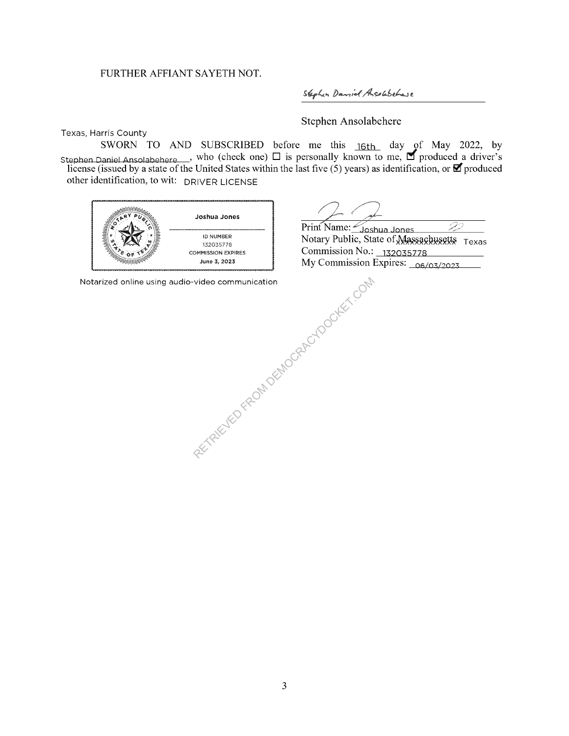FURTHER AFFIANT SAYETH NOT.

Stephen Daniel Ansolabehere

Stephen Ansolabehere

Texas, Harris County

SWORN TO AND SUBSCRIBED before me this 16th day of May 2022, by Stephen Daniel Ansolabehere, who (check one) ☐ is personally known to me, ☑ produced a driver's license (issued by a state of the United States within the last five (5) years) as identification, or ☑ produced other identification, to wit: DRIVER LICENSE

Joshua Jones
ID NUMBER
132035778
COMMISSION EXPIRES
June 3, 2023

Notarized online using audio-video communication

Print Name: Joshua Jones
Notary Public, State of ~~Massachusetts~~ Texas
Commission No.: 132035778
My Commission Expires: 06/03/2023